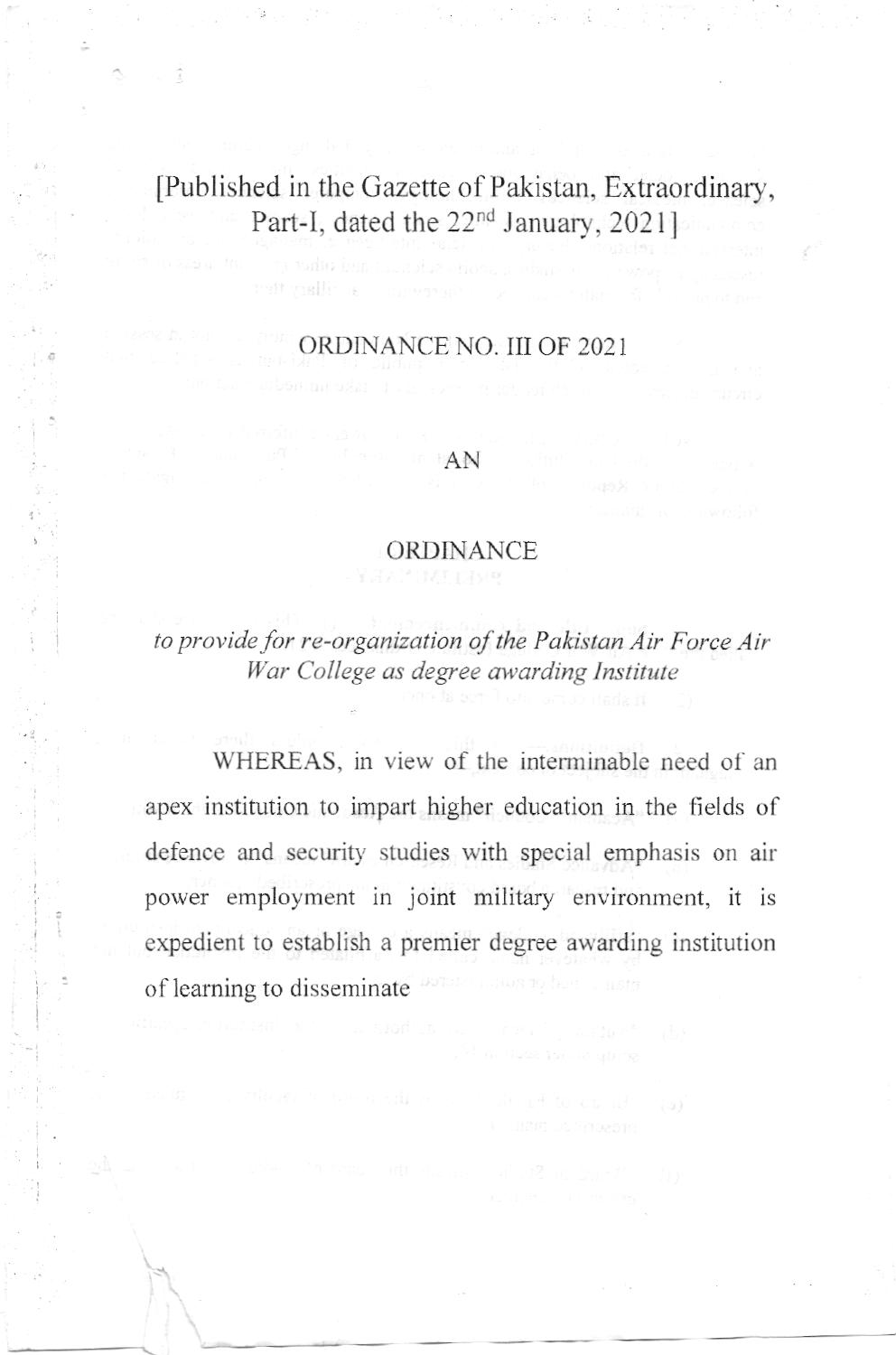[Published in the Gazette of Pakistan, Extraordinary, Part-I, dated the 22nd January, 2021]

ORDINANCE NO. III OF 2021

AN

ORDINANCE

*to provide for re-organization of the Pakistan Air Force Air War College as degree awarding Institute*

WHEREAS, in view of the interminable need of an apex institution to impart higher education in the fields of defence and security studies with special emphasis on air power employment in joint military environment, it is expedient to establish a premier degree awarding institution of learning to disseminate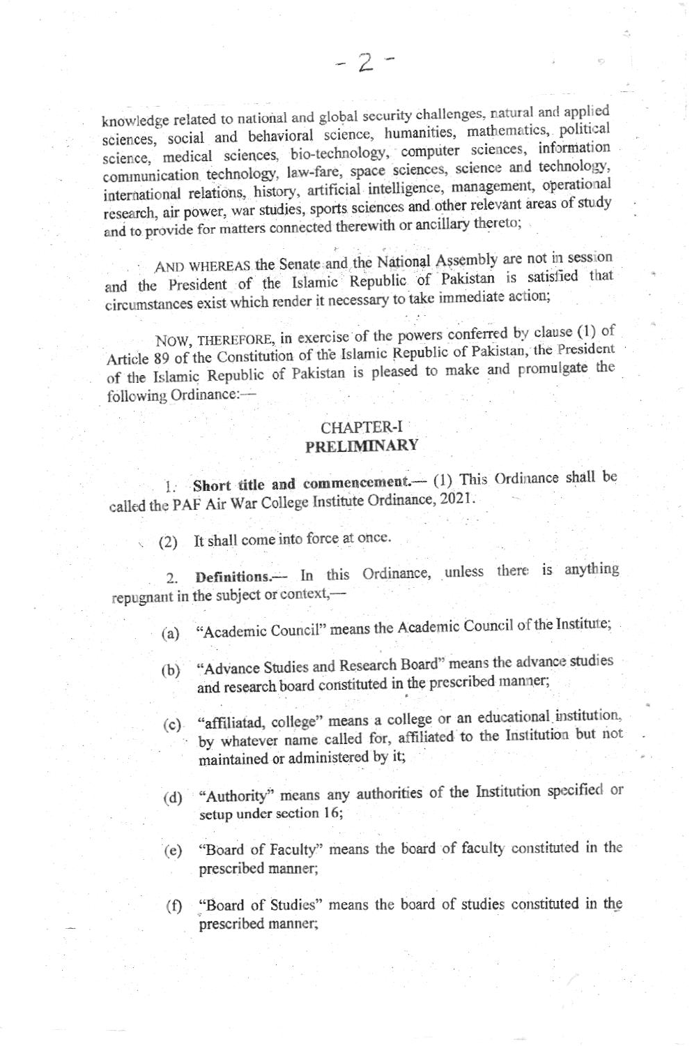knowledge related to national and global security challenges, natural and applied sciences, social and behavioral science, humanities, mathematics, political science, medical sciences, bio-technology, computer sciences, information communication technology, law-fare, space sciences, science and technology, international relations, history, artificial intelligence, management, operational research, air power, war studies, sports sciences and other relevant areas of study and to provide for matters connected therewith or ancillary thereto;

AND WHEREAS the Senate and the National Assembly are not in session and the President of the Islamic Republic of Pakistan is satisfied that circumstances exist which render it necessary to take immediate action;

NOW, THEREFORE, in exercise of the powers conferred by clause (1) of Article 89 of the Constitution of the Islamic Republic of Pakistan, the President of the Islamic Republic of Pakistan is pleased to make and promulgate the following Ordinance:—

## CHAPTER-I
## PRELIMINARY

1. **Short title and commencement.**— (1) This Ordinance shall be called the PAF Air War College Institute Ordinance, 2021.

(2) It shall come into force at once.

2. **Definitions.**— In this Ordinance, unless there is anything repugnant in the subject or context,—

(a) "Academic Council" means the Academic Council of the Institute;

(b) "Advance Studies and Research Board" means the advance studies and research board constituted in the prescribed manner;

(c) "affiliatad, college" means a college or an educational institution, by whatever name called for, affiliated to the Institution but not maintained or administered by it;

(d) "Authority" means any authorities of the Institution specified or setup under section 16;

(e) "Board of Faculty" means the board of faculty constituted in the prescribed manner;

(f) "Board of Studies" means the board of studies constituted in the prescribed manner;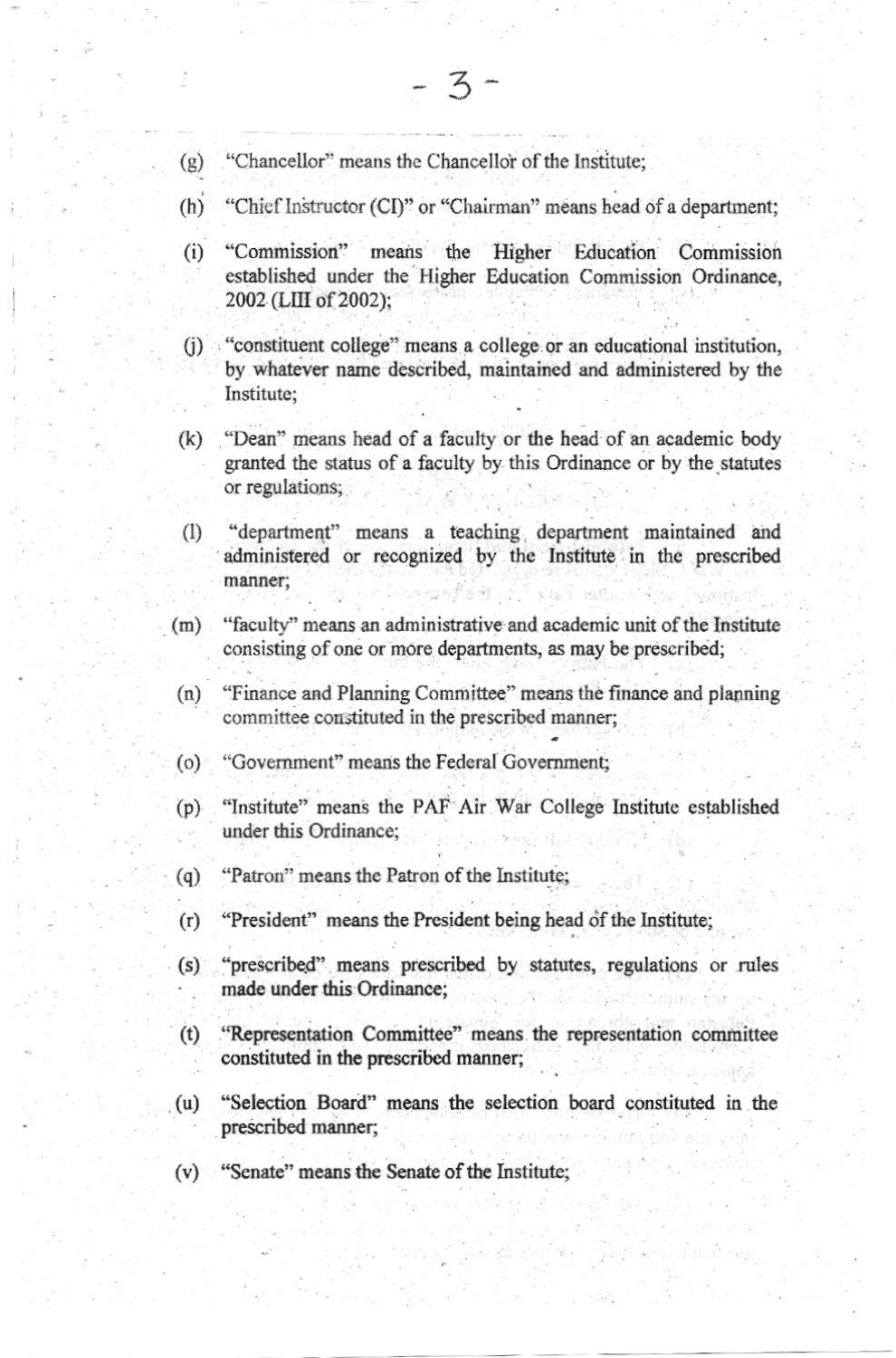(g) "Chancellor" means the Chancellor of the Institute;

(h) "Chief Instructor (CI)" or "Chairman" means head of a department;

(i) "Commission" means the Higher Education Commission established under the Higher Education Commission Ordinance, 2002 (LIII of 2002);

(j) "constituent college" means a college or an educational institution, by whatever name described, maintained and administered by the Institute;

(k) "Dean" means head of a faculty or the head of an academic body granted the status of a faculty by this Ordinance or by the statutes or regulations;

(l) "department" means a teaching department maintained and administered or recognized by the Institute in the prescribed manner;

(m) "faculty" means an administrative and academic unit of the Institute consisting of one or more departments, as may be prescribed;

(n) "Finance and Planning Committee" means the finance and planning committee constituted in the prescribed manner;

(o) "Government" means the Federal Government;

(p) "Institute" means the PAF Air War College Institute established under this Ordinance;

(q) "Patron" means the Patron of the Institute;

(r) "President" means the President being head of the Institute;

(s) "prescribed" means prescribed by statutes, regulations or rules made under this Ordinance;

(t) "Representation Committee" means the representation committee constituted in the prescribed manner;

(u) "Selection Board" means the selection board constituted in the prescribed manner;

(v) "Senate" means the Senate of the Institute;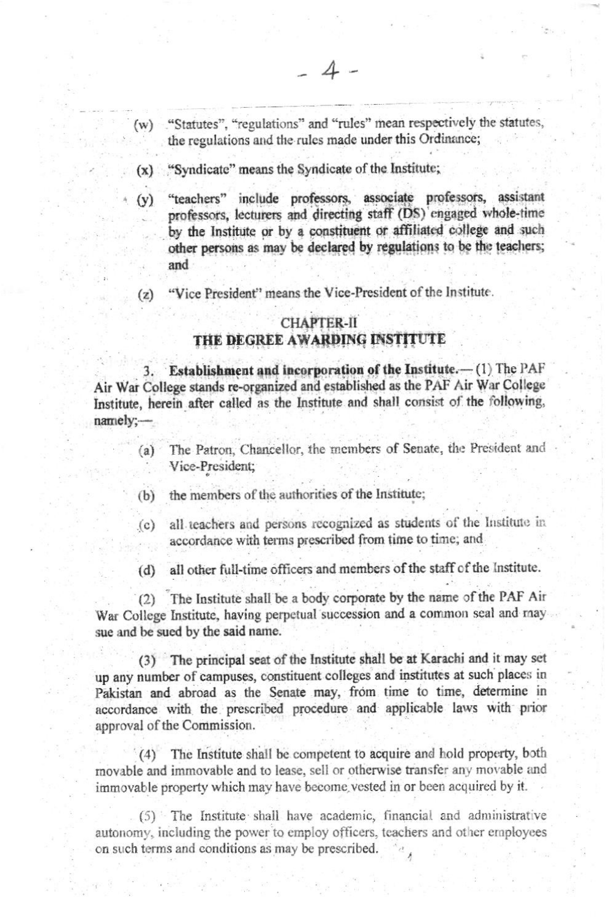(w) "Statutes", "regulations" and "rules" mean respectively the statutes, the regulations and the rules made under this Ordinance;

(x) "Syndicate" means the Syndicate of the Institute;

(y) "teachers" include professors, associate professors, assistant professors, lecturers and directing staff (DS) engaged whole-time by the Institute or by a constituent or affiliated college and such other persons as may be declared by regulations to be the teachers; and

(z) "Vice President" means the Vice-President of the Institute.

## CHAPTER-II
## THE DEGREE AWARDING INSTITUTE

3. **Establishment and incorporation of the Institute.**— (1) The PAF Air War College stands re-organized and established as the PAF Air War College Institute, herein after called as the Institute and shall consist of the following, namely;—

(a) The Patron, Chancellor, the members of Senate, the President and Vice-President;

(b) the members of the authorities of the Institute;

(c) all teachers and persons recognized as students of the Institute in accordance with terms prescribed from time to time; and

(d) all other full-time officers and members of the staff of the Institute.

(2) The Institute shall be a body corporate by the name of the PAF Air War College Institute, having perpetual succession and a common seal and may sue and be sued by the said name.

(3) The principal seat of the Institute shall be at Karachi and it may set up any number of campuses, constituent colleges and institutes at such places in Pakistan and abroad as the Senate may, from time to time, determine in accordance with the prescribed procedure and applicable laws with prior approval of the Commission.

(4) The Institute shall be competent to acquire and hold property, both movable and immovable and to lease, sell or otherwise transfer any movable and immovable property which may have become vested in or been acquired by it.

(5) The Institute shall have academic, financial and administrative autonomy, including the power to employ officers, teachers and other employees on such terms and conditions as may be prescribed.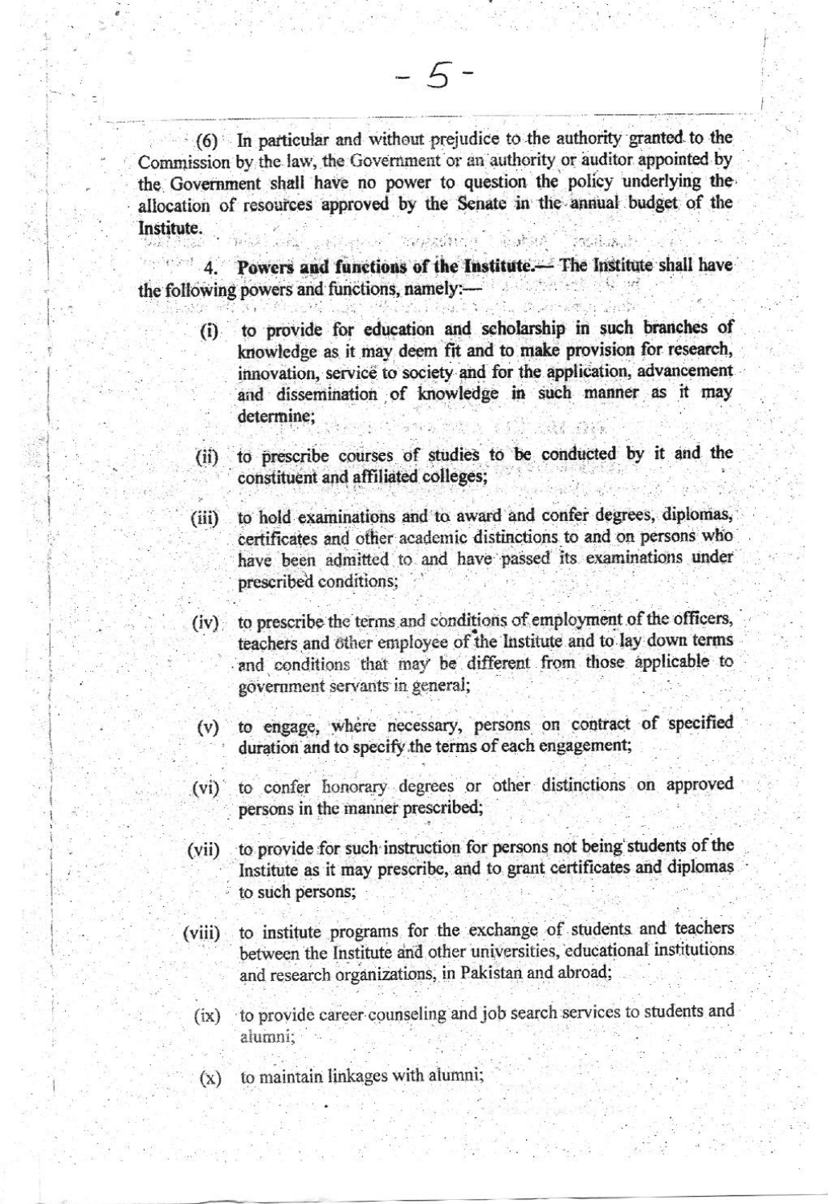(6) In particular and without prejudice to the authority granted to the Commission by the law, the Government or an authority or auditor appointed by the Government shall have no power to question the policy underlying the allocation of resources approved by the Senate in the annual budget of the Institute.

4. **Powers and functions of the Institute.**— The Institute shall have the following powers and functions, namely:—

(i) to provide for education and scholarship in such branches of knowledge as it may deem fit and to make provision for research, innovation, service to society and for the application, advancement and dissemination of knowledge in such manner as it may determine;

(ii) to prescribe courses of studies to be conducted by it and the constituent and affiliated colleges;

(iii) to hold examinations and to award and confer degrees, diplomas, certificates and other academic distinctions to and on persons who have been admitted to and have passed its examinations under prescribed conditions;

(iv) to prescribe the terms and conditions of employment of the officers, teachers and other employee of the Institute and to lay down terms and conditions that may be different from those applicable to government servants in general;

(v) to engage, where necessary, persons on contract of specified duration and to specify the terms of each engagement;

(vi) to confer honorary degrees or other distinctions on approved persons in the manner prescribed;

(vii) to provide for such instruction for persons not being students of the Institute as it may prescribe, and to grant certificates and diplomas to such persons;

(viii) to institute programs for the exchange of students and teachers between the Institute and other universities, educational institutions and research organizations, in Pakistan and abroad;

(ix) to provide career counseling and job search services to students and alumni;

(x) to maintain linkages with alumni;